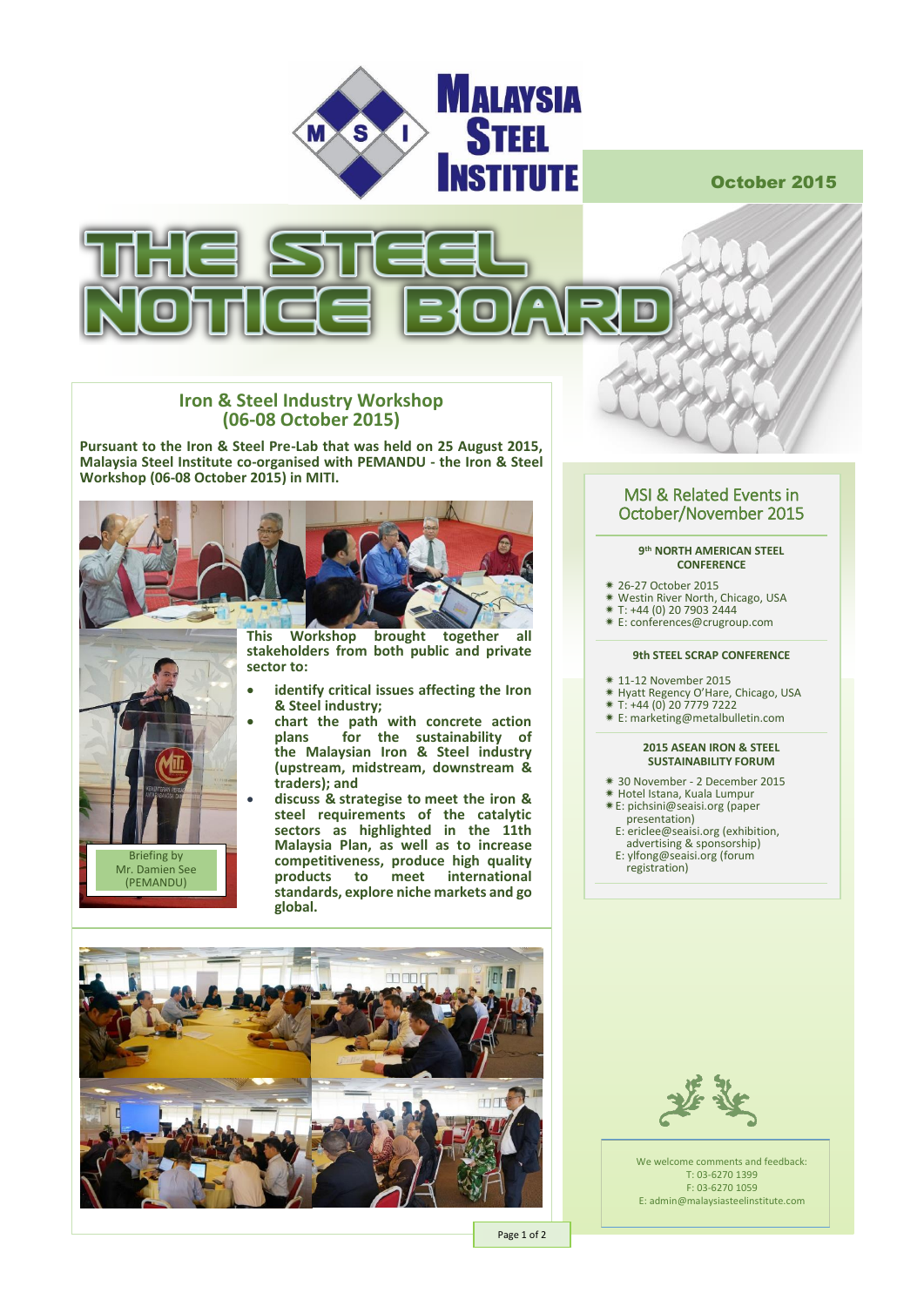# MALAYSIA STEEL INSTITUTE

October 2015

# THE STEEL NOTICE BOARD

## Iron & Steel Industry Workshop (06-08 October 2015)

**Pursuant to the Iron & Steel Pre-Lab that was held on 25 August 2015, Malaysia Steel Institute co-organised with PEMANDU - the Iron & Steel Workshop (06-08 October 2015) in MITI.**

Briefing by Mr. Damien See (PEMANDU)

**This Workshop brought together all stakeholders from both public and private sector to:**

- **identify critical issues affecting the Iron & Steel industry;**
- **chart the path with concrete action plans for the sustainability of the Malaysian Iron & Steel industry (upstream, midstream, downstream & traders); and**
- **discuss & strategise to meet the iron & steel requirements of the catalytic sectors as highlighted in the 11th Malaysia Plan, as well as to increase competitiveness, produce high quality products to meet international standards, explore niche markets and go global.**

## MSI & Related Events in October/November 2015

**9th NORTH AMERICAN STEEL CONFERENCE**

- 26-27 October 2015
- Westin River North, Chicago, USA
- T: +44 (0) 20 7903 2444
- E: conferences@crugroup.com

**9th STEEL SCRAP CONFERENCE**

- 11-12 November 2015
- Hyatt Regency O'Hare, Chicago, USA
- T: +44 (0) 20 7779 7222
- E: marketing@metalbulletin.com

**2015 ASEAN IRON & STEEL SUSTAINABILITY FORUM**

- 30 November - 2 December 2015
- Hotel Istana, Kuala Lumpur
- E: pichsini@seaisi.org (paper presentation)
  E: ericlee@seaisi.org (exhibition, advertising & sponsorship)
  E: ylfong@seaisi.org (forum registration)

We welcome comments and feedback:
T: 03-6270 1399
F: 03-6270 1059
E: admin@malaysiasteelinstitute.com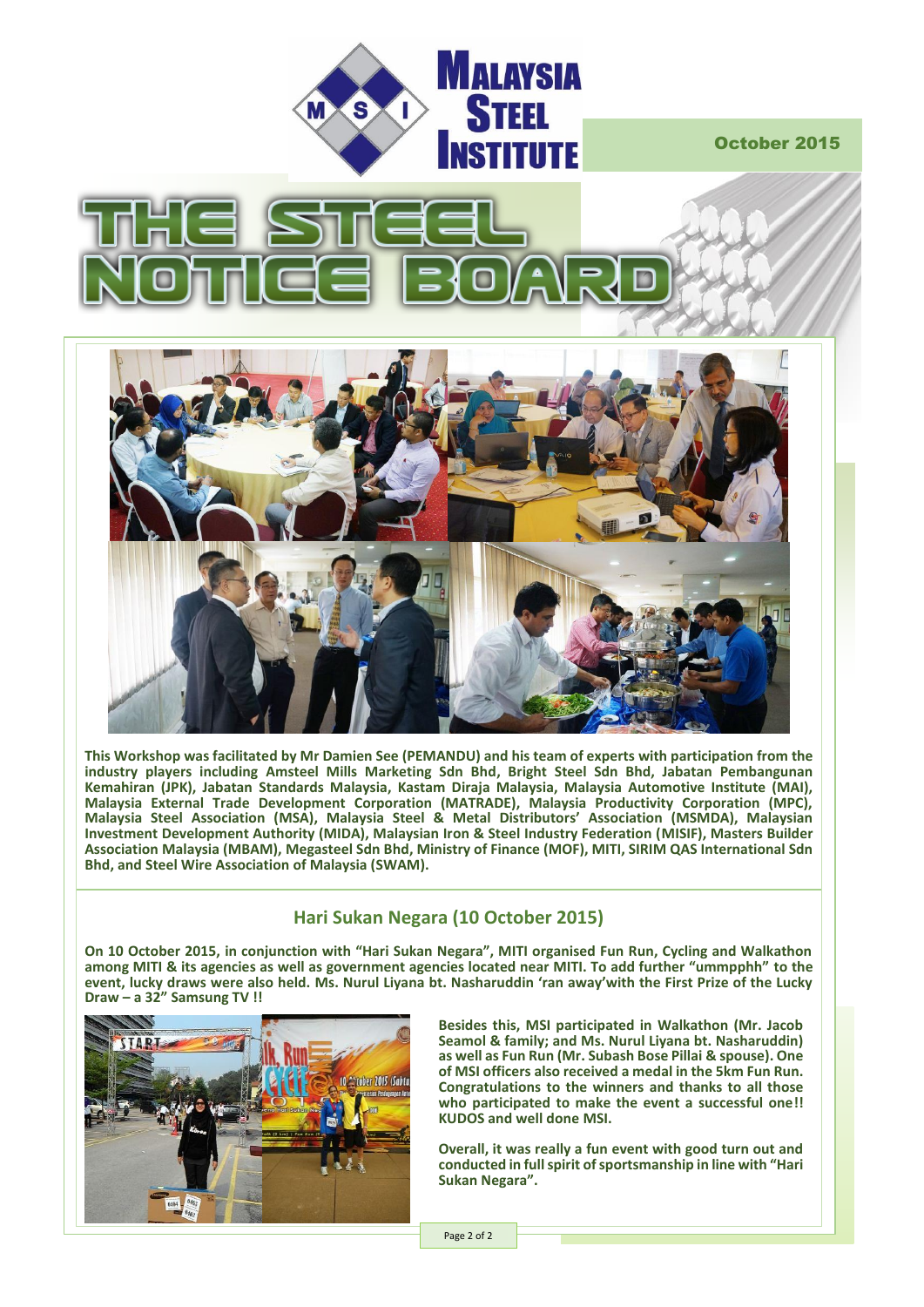# MALAYSIA STEEL INSTITUTE

October 2015

# THE STEEL NOTICE BOARD

**This Workshop was facilitated by Mr Damien See (PEMANDU) and his team of experts with participation from the industry players including Amsteel Mills Marketing Sdn Bhd, Bright Steel Sdn Bhd, Jabatan Pembangunan Kemahiran (JPK), Jabatan Standards Malaysia, Kastam Diraja Malaysia, Malaysia Automotive Institute (MAI), Malaysia External Trade Development Corporation (MATRADE), Malaysia Productivity Corporation (MPC), Malaysia Steel Association (MSA), Malaysia Steel & Metal Distributors' Association (MSMDA), Malaysian Investment Development Authority (MIDA), Malaysian Iron & Steel Industry Federation (MISIF), Masters Builder Association Malaysia (MBAM), Megasteel Sdn Bhd, Ministry of Finance (MOF), MITI, SIRIM QAS International Sdn Bhd, and Steel Wire Association of Malaysia (SWAM).**

## Hari Sukan Negara (10 October 2015)

**On 10 October 2015, in conjunction with "Hari Sukan Negara", MITI organised Fun Run, Cycling and Walkathon among MITI & its agencies as well as government agencies located near MITI. To add further "ummpphh" to the event, lucky draws were also held. Ms. Nurul Liyana bt. Nasharuddin 'ran away'with the First Prize of the Lucky Draw – a 32" Samsung TV !!**

**Besides this, MSI participated in Walkathon (Mr. Jacob Seamol & family; and Ms. Nurul Liyana bt. Nasharuddin) as well as Fun Run (Mr. Subash Bose Pillai & spouse). One of MSI officers also received a medal in the 5km Fun Run. Congratulations to the winners and thanks to all those who participated to make the event a successful one!! KUDOS and well done MSI.**

**Overall, it was really a fun event with good turn out and conducted in full spirit of sportsmanship in line with "Hari Sukan Negara".**